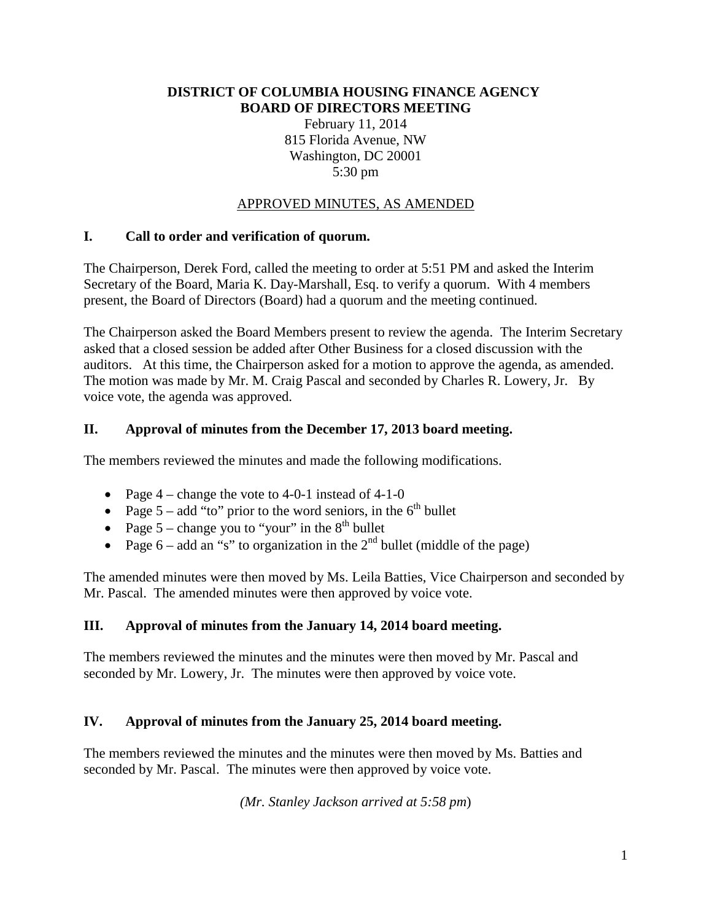**DISTRICT OF COLUMBIA HOUSING FINANCE AGENCY**
**BOARD OF DIRECTORS MEETING**

February 11, 2014
815 Florida Avenue, NW
Washington, DC 20001
5:30 pm

APPROVED MINUTES, AS AMENDED

## I. Call to order and verification of quorum.

The Chairperson, Derek Ford, called the meeting to order at 5:51 PM and asked the Interim Secretary of the Board, Maria K. Day-Marshall, Esq. to verify a quorum. With 4 members present, the Board of Directors (Board) had a quorum and the meeting continued.

The Chairperson asked the Board Members present to review the agenda. The Interim Secretary asked that a closed session be added after Other Business for a closed discussion with the auditors. At this time, the Chairperson asked for a motion to approve the agenda, as amended. The motion was made by Mr. M. Craig Pascal and seconded by Charles R. Lowery, Jr. By voice vote, the agenda was approved.

## II. Approval of minutes from the December 17, 2013 board meeting.

The members reviewed the minutes and made the following modifications.

- Page 4 – change the vote to 4-0-1 instead of 4-1-0
- Page 5 – add "to" prior to the word seniors, in the 6th bullet
- Page 5 – change you to "your" in the 8th bullet
- Page 6 – add an "s" to organization in the 2nd bullet (middle of the page)

The amended minutes were then moved by Ms. Leila Batties, Vice Chairperson and seconded by Mr. Pascal. The amended minutes were then approved by voice vote.

## III. Approval of minutes from the January 14, 2014 board meeting.

The members reviewed the minutes and the minutes were then moved by Mr. Pascal and seconded by Mr. Lowery, Jr. The minutes were then approved by voice vote.

## IV. Approval of minutes from the January 25, 2014 board meeting.

The members reviewed the minutes and the minutes were then moved by Ms. Batties and seconded by Mr. Pascal. The minutes were then approved by voice vote.

*(Mr. Stanley Jackson arrived at 5:58 pm)*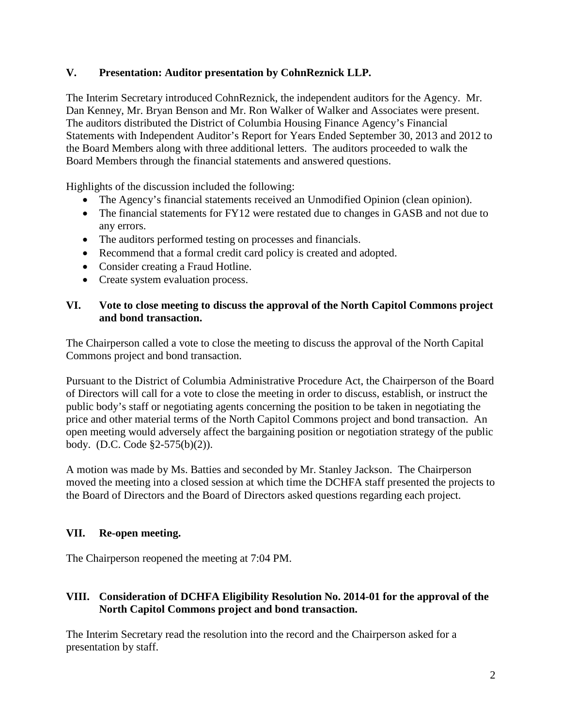## V. Presentation: Auditor presentation by CohnReznick LLP.

The Interim Secretary introduced CohnReznick, the independent auditors for the Agency. Mr. Dan Kenney, Mr. Bryan Benson and Mr. Ron Walker of Walker and Associates were present. The auditors distributed the District of Columbia Housing Finance Agency's Financial Statements with Independent Auditor's Report for Years Ended September 30, 2013 and 2012 to the Board Members along with three additional letters. The auditors proceeded to walk the Board Members through the financial statements and answered questions.

Highlights of the discussion included the following:

- The Agency's financial statements received an Unmodified Opinion (clean opinion).
- The financial statements for FY12 were restated due to changes in GASB and not due to any errors.
- The auditors performed testing on processes and financials.
- Recommend that a formal credit card policy is created and adopted.
- Consider creating a Fraud Hotline.
- Create system evaluation process.

## VI. Vote to close meeting to discuss the approval of the North Capitol Commons project and bond transaction.

The Chairperson called a vote to close the meeting to discuss the approval of the North Capital Commons project and bond transaction.

Pursuant to the District of Columbia Administrative Procedure Act, the Chairperson of the Board of Directors will call for a vote to close the meeting in order to discuss, establish, or instruct the public body's staff or negotiating agents concerning the position to be taken in negotiating the price and other material terms of the North Capitol Commons project and bond transaction. An open meeting would adversely affect the bargaining position or negotiation strategy of the public body. (D.C. Code §2-575(b)(2)).

A motion was made by Ms. Batties and seconded by Mr. Stanley Jackson. The Chairperson moved the meeting into a closed session at which time the DCHFA staff presented the projects to the Board of Directors and the Board of Directors asked questions regarding each project.

## VII. Re-open meeting.

The Chairperson reopened the meeting at 7:04 PM.

## VIII. Consideration of DCHFA Eligibility Resolution No. 2014-01 for the approval of the North Capitol Commons project and bond transaction.

The Interim Secretary read the resolution into the record and the Chairperson asked for a presentation by staff.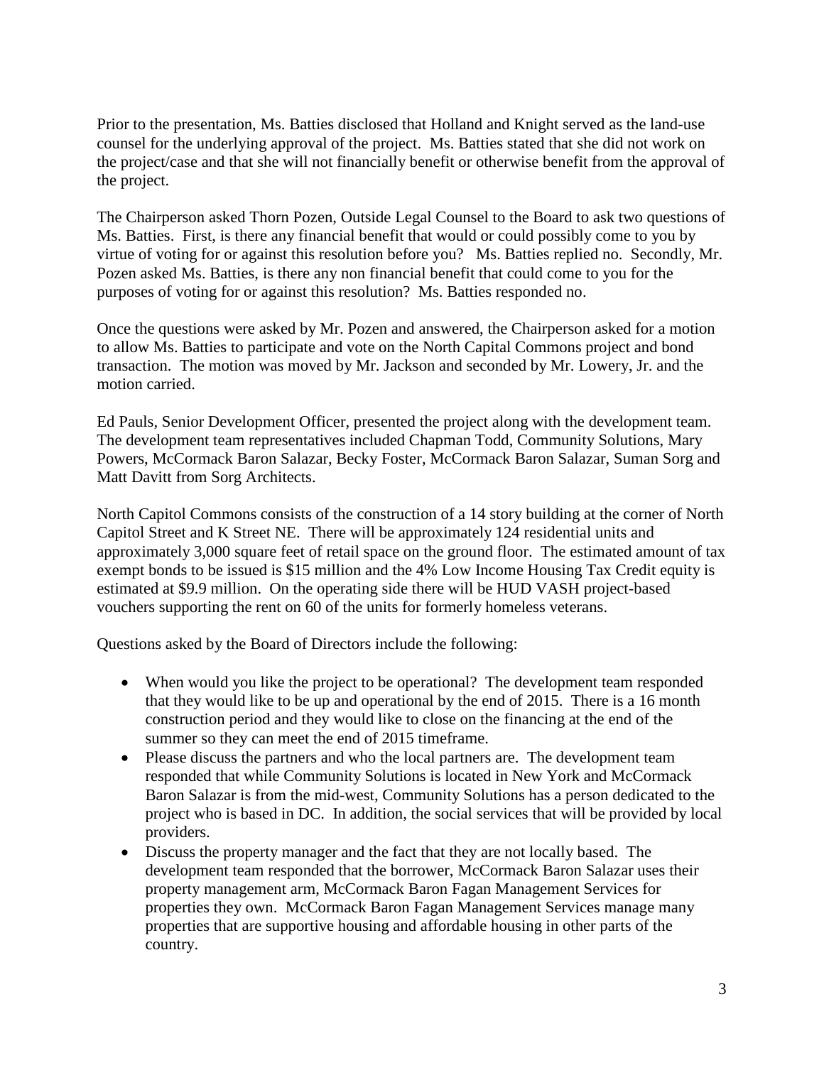Prior to the presentation, Ms. Batties disclosed that Holland and Knight served as the land-use counsel for the underlying approval of the project. Ms. Batties stated that she did not work on the project/case and that she will not financially benefit or otherwise benefit from the approval of the project.

The Chairperson asked Thorn Pozen, Outside Legal Counsel to the Board to ask two questions of Ms. Batties. First, is there any financial benefit that would or could possibly come to you by virtue of voting for or against this resolution before you? Ms. Batties replied no. Secondly, Mr. Pozen asked Ms. Batties, is there any non financial benefit that could come to you for the purposes of voting for or against this resolution? Ms. Batties responded no.

Once the questions were asked by Mr. Pozen and answered, the Chairperson asked for a motion to allow Ms. Batties to participate and vote on the North Capital Commons project and bond transaction. The motion was moved by Mr. Jackson and seconded by Mr. Lowery, Jr. and the motion carried.

Ed Pauls, Senior Development Officer, presented the project along with the development team. The development team representatives included Chapman Todd, Community Solutions, Mary Powers, McCormack Baron Salazar, Becky Foster, McCormack Baron Salazar, Suman Sorg and Matt Davitt from Sorg Architects.

North Capitol Commons consists of the construction of a 14 story building at the corner of North Capitol Street and K Street NE. There will be approximately 124 residential units and approximately 3,000 square feet of retail space on the ground floor. The estimated amount of tax exempt bonds to be issued is $15 million and the 4% Low Income Housing Tax Credit equity is estimated at $9.9 million. On the operating side there will be HUD VASH project-based vouchers supporting the rent on 60 of the units for formerly homeless veterans.

Questions asked by the Board of Directors include the following:

- When would you like the project to be operational? The development team responded that they would like to be up and operational by the end of 2015. There is a 16 month construction period and they would like to close on the financing at the end of the summer so they can meet the end of 2015 timeframe.
- Please discuss the partners and who the local partners are. The development team responded that while Community Solutions is located in New York and McCormack Baron Salazar is from the mid-west, Community Solutions has a person dedicated to the project who is based in DC. In addition, the social services that will be provided by local providers.
- Discuss the property manager and the fact that they are not locally based. The development team responded that the borrower, McCormack Baron Salazar uses their property management arm, McCormack Baron Fagan Management Services for properties they own. McCormack Baron Fagan Management Services manage many properties that are supportive housing and affordable housing in other parts of the country.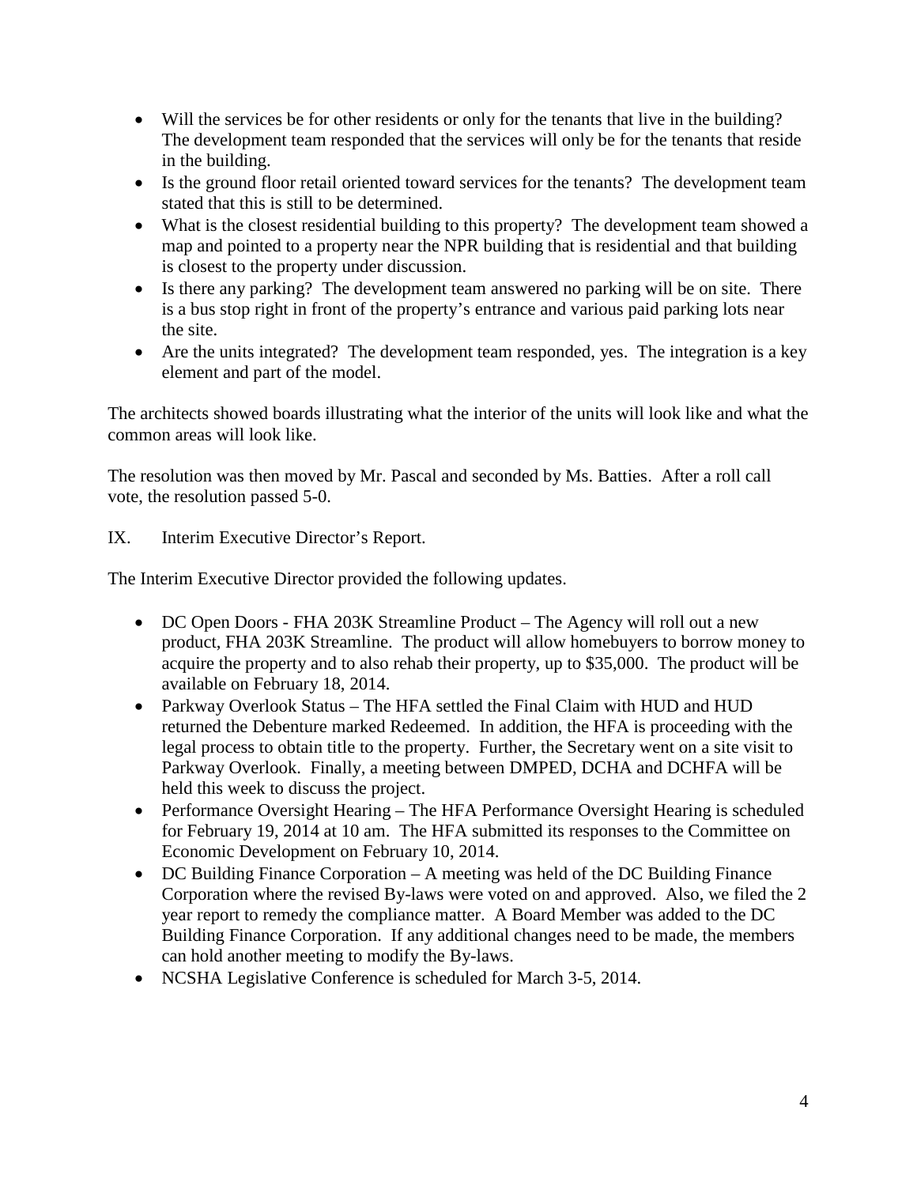- Will the services be for other residents or only for the tenants that live in the building? The development team responded that the services will only be for the tenants that reside in the building.
- Is the ground floor retail oriented toward services for the tenants? The development team stated that this is still to be determined.
- What is the closest residential building to this property? The development team showed a map and pointed to a property near the NPR building that is residential and that building is closest to the property under discussion.
- Is there any parking? The development team answered no parking will be on site. There is a bus stop right in front of the property's entrance and various paid parking lots near the site.
- Are the units integrated? The development team responded, yes. The integration is a key element and part of the model.

The architects showed boards illustrating what the interior of the units will look like and what the common areas will look like.

The resolution was then moved by Mr. Pascal and seconded by Ms. Batties. After a roll call vote, the resolution passed 5-0.

IX. Interim Executive Director's Report.

The Interim Executive Director provided the following updates.

- DC Open Doors - FHA 203K Streamline Product – The Agency will roll out a new product, FHA 203K Streamline. The product will allow homebuyers to borrow money to acquire the property and to also rehab their property, up to $35,000. The product will be available on February 18, 2014.
- Parkway Overlook Status – The HFA settled the Final Claim with HUD and HUD returned the Debenture marked Redeemed. In addition, the HFA is proceeding with the legal process to obtain title to the property. Further, the Secretary went on a site visit to Parkway Overlook. Finally, a meeting between DMPED, DCHA and DCHFA will be held this week to discuss the project.
- Performance Oversight Hearing – The HFA Performance Oversight Hearing is scheduled for February 19, 2014 at 10 am. The HFA submitted its responses to the Committee on Economic Development on February 10, 2014.
- DC Building Finance Corporation – A meeting was held of the DC Building Finance Corporation where the revised By-laws were voted on and approved. Also, we filed the 2 year report to remedy the compliance matter. A Board Member was added to the DC Building Finance Corporation. If any additional changes need to be made, the members can hold another meeting to modify the By-laws.
- NCSHA Legislative Conference is scheduled for March 3-5, 2014.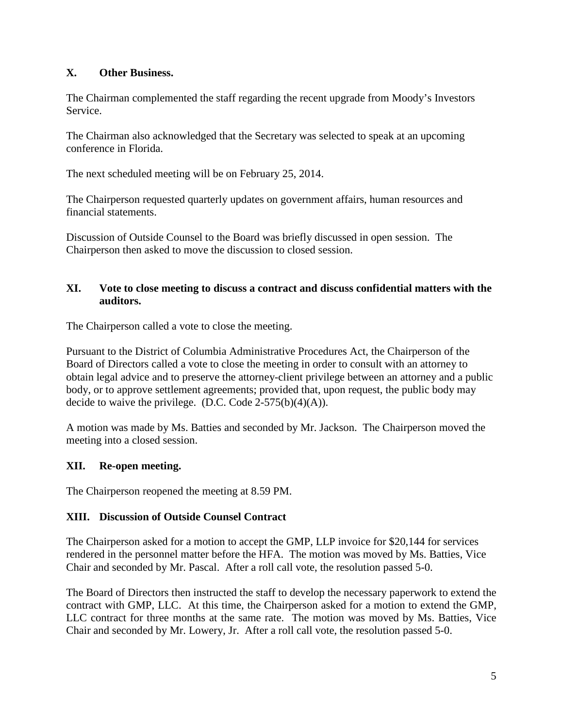## X. Other Business.

The Chairman complemented the staff regarding the recent upgrade from Moody's Investors Service.

The Chairman also acknowledged that the Secretary was selected to speak at an upcoming conference in Florida.

The next scheduled meeting will be on February 25, 2014.

The Chairperson requested quarterly updates on government affairs, human resources and financial statements.

Discussion of Outside Counsel to the Board was briefly discussed in open session. The Chairperson then asked to move the discussion to closed session.

## XI. Vote to close meeting to discuss a contract and discuss confidential matters with the auditors.

The Chairperson called a vote to close the meeting.

Pursuant to the District of Columbia Administrative Procedures Act, the Chairperson of the Board of Directors called a vote to close the meeting in order to consult with an attorney to obtain legal advice and to preserve the attorney-client privilege between an attorney and a public body, or to approve settlement agreements; provided that, upon request, the public body may decide to waive the privilege. (D.C. Code 2-575(b)(4)(A)).

A motion was made by Ms. Batties and seconded by Mr. Jackson. The Chairperson moved the meeting into a closed session.

## XII. Re-open meeting.

The Chairperson reopened the meeting at 8.59 PM.

## XIII. Discussion of Outside Counsel Contract

The Chairperson asked for a motion to accept the GMP, LLP invoice for $20,144 for services rendered in the personnel matter before the HFA. The motion was moved by Ms. Batties, Vice Chair and seconded by Mr. Pascal. After a roll call vote, the resolution passed 5-0.

The Board of Directors then instructed the staff to develop the necessary paperwork to extend the contract with GMP, LLC. At this time, the Chairperson asked for a motion to extend the GMP, LLC contract for three months at the same rate. The motion was moved by Ms. Batties, Vice Chair and seconded by Mr. Lowery, Jr. After a roll call vote, the resolution passed 5-0.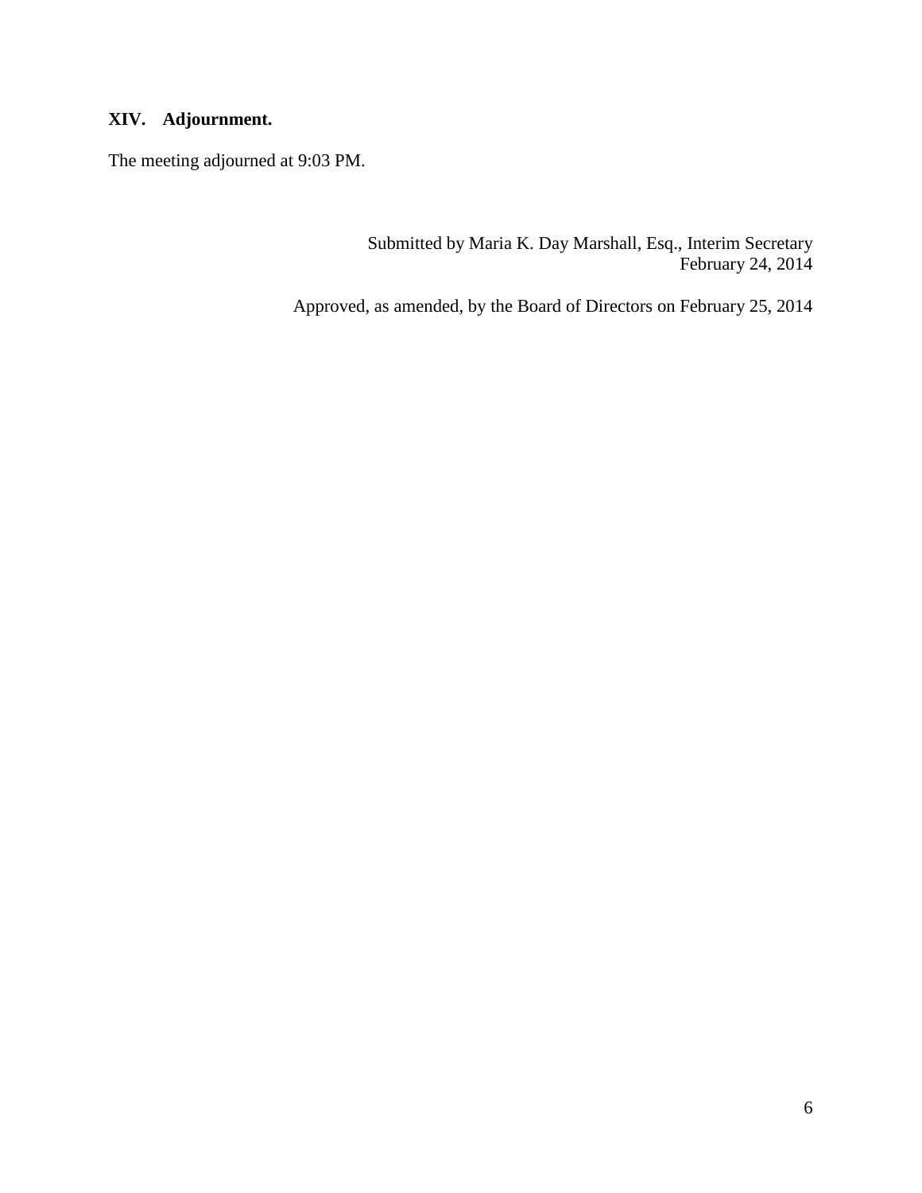## XIV. Adjournment.

The meeting adjourned at 9:03 PM.

Submitted by Maria K. Day Marshall, Esq., Interim Secretary
February 24, 2014

Approved, as amended, by the Board of Directors on February 25, 2014